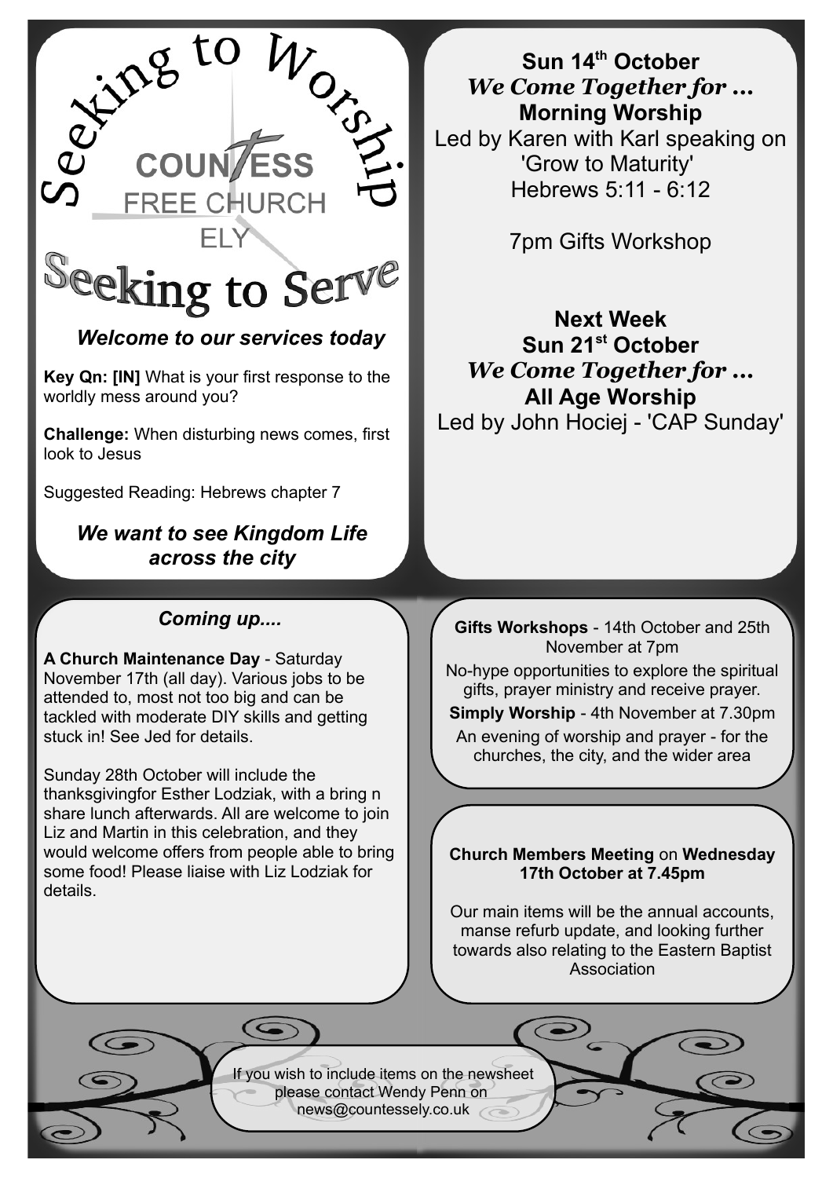# Seeking to Worship

COUNTESS FREE CHURCH ELY

# Seeking to Serve

***Welcome to our services today***

**Key Qn: [IN]** What is your first response to the worldly mess around you?

**Challenge:** When disturbing news comes, first look to Jesus

Suggested Reading: Hebrews chapter 7

***We want to see Kingdom Life across the city***

**Sun 14th October**
***We Come Together for …***
**Morning Worship**
Led by Karen with Karl speaking on 'Grow to Maturity'
Hebrews 5:11 - 6:12

7pm Gifts Workshop

**Next Week**
**Sun 21st October**
***We Come Together for …***
**All Age Worship**
Led by John Hociej - 'CAP Sunday'

## *Coming up....*

**A Church Maintenance Day** - Saturday November 17th (all day). Various jobs to be attended to, most not too big and can be tackled with moderate DIY skills and getting stuck in! See Jed for details.

Sunday 28th October will include the thanksgivingfor Esther Lodziak, with a bring n share lunch afterwards. All are welcome to join Liz and Martin in this celebration, and they would welcome offers from people able to bring some food! Please liaise with Liz Lodziak for details.

**Gifts Workshops** - 14th October and 25th November at 7pm

No-hype opportunities to explore the spiritual gifts, prayer ministry and receive prayer.

**Simply Worship** - 4th November at 7.30pm

An evening of worship and prayer - for the churches, the city, and the wider area

**Church Members Meeting** on **Wednesday 17th October at 7.45pm**

Our main items will be the annual accounts, manse refurb update, and looking further towards also relating to the Eastern Baptist Association

If you wish to include items on the newsheet please contact Wendy Penn on news@countessely.co.uk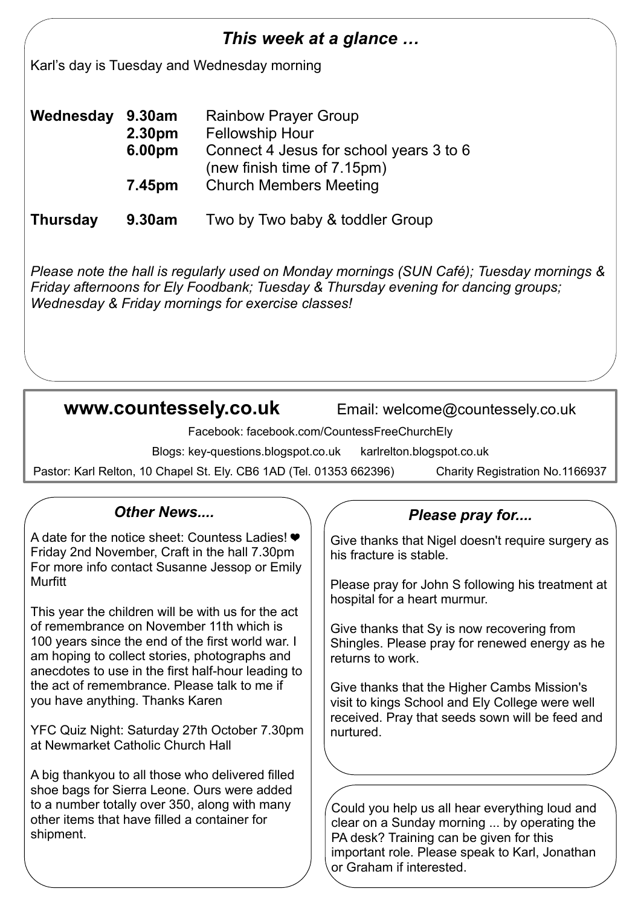## *This week at a glance …*

Karl's day is Tuesday and Wednesday morning

| | | |
|---|---|---|
| **Wednesday** | **9.30am** | Rainbow Prayer Group |
| | **2.30pm** | Fellowship Hour |
| | **6.00pm** | Connect 4 Jesus for school years 3 to 6 (new finish time of 7.15pm) |
| | **7.45pm** | Church Members Meeting |
| **Thursday** | **9.30am** | Two by Two baby & toddler Group |

*Please note the hall is regularly used on Monday mornings (SUN Café); Tuesday mornings & Friday afternoons for Ely Foodbank; Tuesday & Thursday evening for dancing groups; Wednesday & Friday mornings for exercise classes!*

**www.countessely.co.uk** Email: welcome@countessely.co.uk

Facebook: facebook.com/CountessFreeChurchEly

Blogs: key-questions.blogspot.co.uk karlrelton.blogspot.co.uk

Pastor: Karl Relton, 10 Chapel St. Ely. CB6 1AD (Tel. 01353 662396) Charity Registration No.1166937

### *Other News....*

A date for the notice sheet: Countess Ladies! ❤ Friday 2nd November, Craft in the hall 7.30pm For more info contact Susanne Jessop or Emily Murfitt

This year the children will be with us for the act of remembrance on November 11th which is 100 years since the end of the first world war. I am hoping to collect stories, photographs and anecdotes to use in the first half-hour leading to the act of remembrance. Please talk to me if you have anything. Thanks Karen

YFC Quiz Night: Saturday 27th October 7.30pm at Newmarket Catholic Church Hall

A big thankyou to all those who delivered filled shoe bags for Sierra Leone. Ours were added to a number totally over 350, along with many other items that have filled a container for shipment.

### *Please pray for....*

Give thanks that Nigel doesn't require surgery as his fracture is stable.

Please pray for John S following his treatment at hospital for a heart murmur.

Give thanks that Sy is now recovering from Shingles. Please pray for renewed energy as he returns to work.

Give thanks that the Higher Cambs Mission's visit to kings School and Ely College were well received. Pray that seeds sown will be feed and nurtured.

Could you help us all hear everything loud and clear on a Sunday morning ... by operating the PA desk? Training can be given for this important role. Please speak to Karl, Jonathan or Graham if interested.